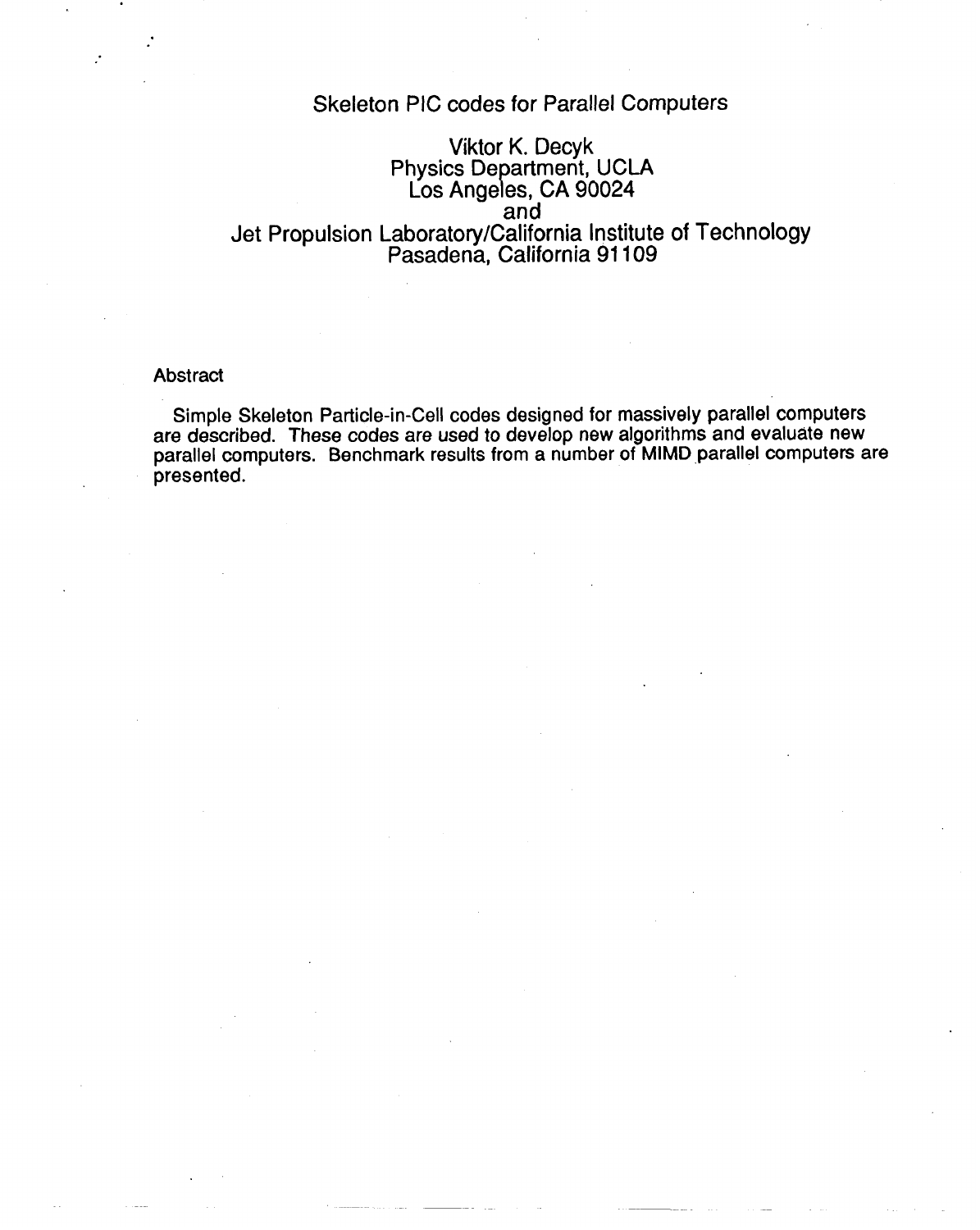# Skeleton PIC codes for Parallel Computers

Viktor K. Decyk
Physics Department, UCLA
Los Angeles, CA 90024
and
Jet Propulsion Laboratory/California Institute of Technology
Pasadena, California 91109

## Abstract

Simple Skeleton Particle-in-Cell codes designed for massively parallel computers are described. These codes are used to develop new algorithms and evaluate new parallel computers. Benchmark results from a number of MIMD parallel computers are presented.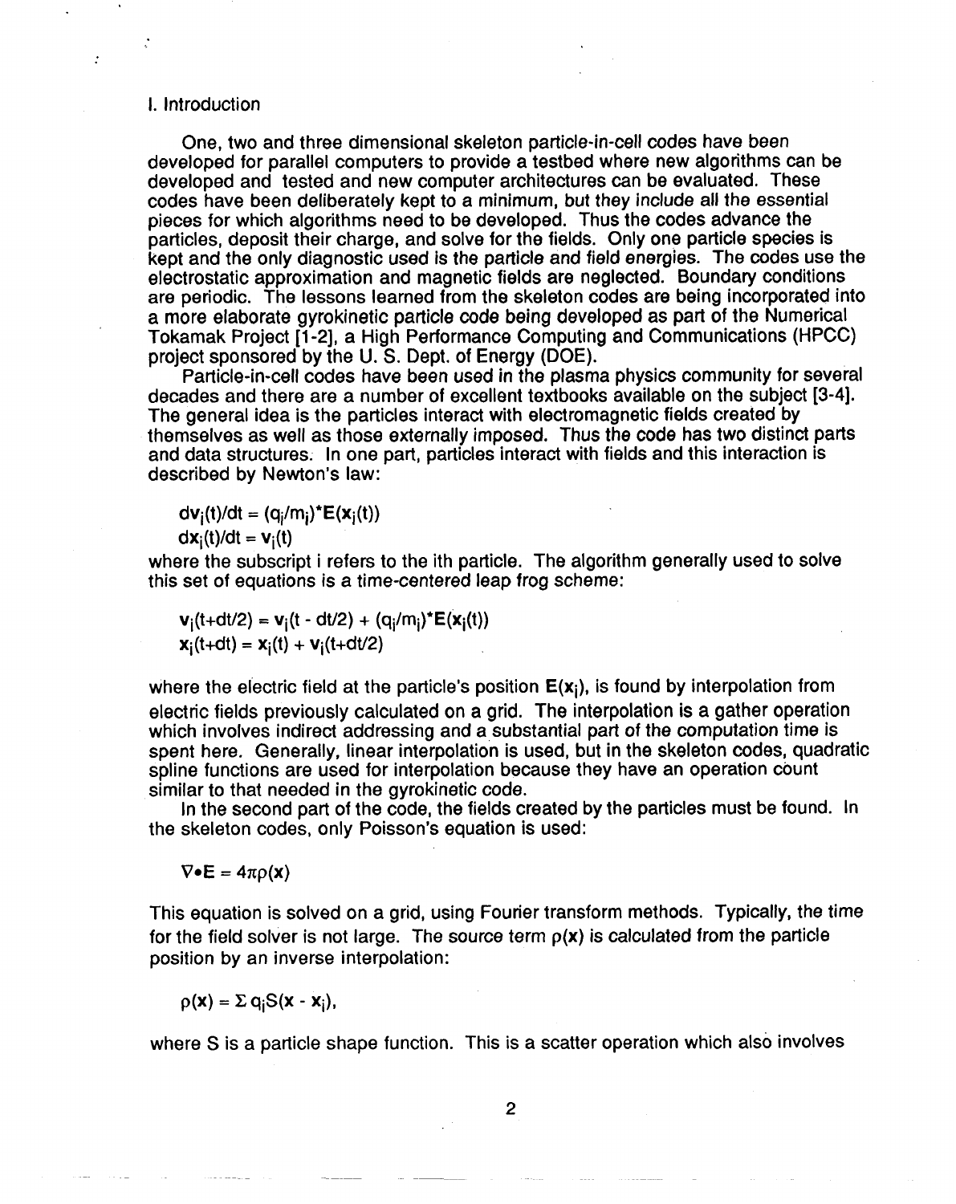## I. Introduction

One, two and three dimensional skeleton particle-in-cell codes have been developed for parallel computers to provide a testbed where new algorithms can be developed and tested and new computer architectures can be evaluated. These codes have been deliberately kept to a minimum, but they include all the essential pieces for which algorithms need to be developed. Thus the codes advance the particles, deposit their charge, and solve for the fields. Only one particle species is kept and the only diagnostic used is the particle and field energies. The codes use the electrostatic approximation and magnetic fields are neglected. Boundary conditions are periodic. The lessons learned from the skeleton codes are being incorporated into a more elaborate gyrokinetic particle code being developed as part of the Numerical Tokamak Project [1-2], a High Performance Computing and Communications (HPCC) project sponsored by the U. S. Dept. of Energy (DOE).

Particle-in-cell codes have been used in the plasma physics community for several decades and there are a number of excellent textbooks available on the subject [3-4]. The general idea is the particles interact with electromagnetic fields created by themselves as well as those externally imposed. Thus the code has two distinct parts and data structures. In one part, particles interact with fields and this interaction is described by Newton's law:

$$d\mathbf{v}_i(t)/dt = (q_i/m_i)*\mathbf{E}(\mathbf{x}_i(t))$$
$$d\mathbf{x}_i(t)/dt = \mathbf{v}_i(t)$$

where the subscript i refers to the ith particle. The algorithm generally used to solve this set of equations is a time-centered leap frog scheme:

$$\mathbf{v}_i(t+dt/2) = \mathbf{v}_i(t - dt/2) + (q_i/m_i)*\mathbf{E}(\mathbf{x}_i(t))$$
$$\mathbf{x}_i(t+dt) = \mathbf{x}_i(t) + \mathbf{v}_i(t+dt/2)$$

where the electric field at the particle's position $\mathbf{E}(\mathbf{x}_i)$, is found by interpolation from electric fields previously calculated on a grid. The interpolation is a gather operation which involves indirect addressing and a substantial part of the computation time is spent here. Generally, linear interpolation is used, but in the skeleton codes, quadratic spline functions are used for interpolation because they have an operation count similar to that needed in the gyrokinetic code.

In the second part of the code, the fields created by the particles must be found. In the skeleton codes, only Poisson's equation is used:

$$\nabla\bullet\mathbf{E} = 4\pi\rho(\mathbf{x})$$

This equation is solved on a grid, using Fourier transform methods. Typically, the time for the field solver is not large. The source term $\rho(\mathbf{x})$ is calculated from the particle position by an inverse interpolation:

$$\rho(\mathbf{x}) = \Sigma\, q_i S(\mathbf{x} - \mathbf{x}_i),$$

where S is a particle shape function. This is a scatter operation which also involves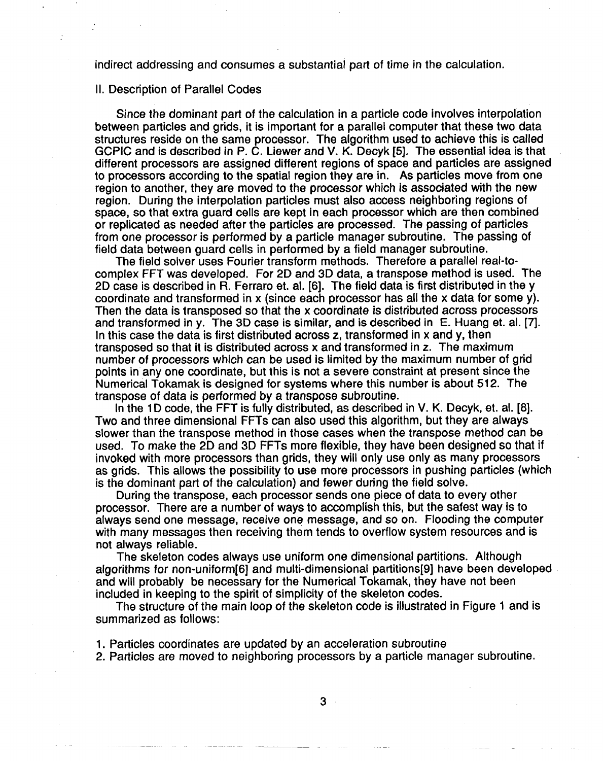indirect addressing and consumes a substantial part of time in the calculation.

## II. Description of Parallel Codes

Since the dominant part of the calculation in a particle code involves interpolation between particles and grids, it is important for a parallel computer that these two data structures reside on the same processor. The algorithm used to achieve this is called GCPIC and is described in P. C. Liewer and V. K. Decyk [5]. The essential idea is that different processors are assigned different regions of space and particles are assigned to processors according to the spatial region they are in. As particles move from one region to another, they are moved to the processor which is associated with the new region. During the interpolation particles must also access neighboring regions of space, so that extra guard cells are kept in each processor which are then combined or replicated as needed after the particles are processed. The passing of particles from one processor is performed by a particle manager subroutine. The passing of field data between guard cells in performed by a field manager subroutine.

The field solver uses Fourier transform methods. Therefore a parallel real-to-complex FFT was developed. For 2D and 3D data, a transpose method is used. The 2D case is described in R. Ferraro et. al. [6]. The field data is first distributed in the y coordinate and transformed in x (since each processor has all the x data for some y). Then the data is transposed so that the x coordinate is distributed across processors and transformed in y. The 3D case is similar, and is described in E. Huang et. al. [7]. In this case the data is first distributed across z, transformed in x and y, then transposed so that it is distributed across x and transformed in z. The maximum number of processors which can be used is limited by the maximum number of grid points in any one coordinate, but this is not a severe constraint at present since the Numerical Tokamak is designed for systems where this number is about 512. The transpose of data is performed by a transpose subroutine.

In the 1D code, the FFT is fully distributed, as described in V. K. Decyk, et. al. [8]. Two and three dimensional FFTs can also used this algorithm, but they are always slower than the transpose method in those cases when the transpose method can be used. To make the 2D and 3D FFTs more flexible, they have been designed so that if invoked with more processors than grids, they will only use only as many processors as grids. This allows the possibility to use more processors in pushing particles (which is the dominant part of the calculation) and fewer during the field solve.

During the transpose, each processor sends one piece of data to every other processor. There are a number of ways to accomplish this, but the safest way is to always send one message, receive one message, and so on. Flooding the computer with many messages then receiving them tends to overflow system resources and is not always reliable.

The skeleton codes always use uniform one dimensional partitions. Although algorithms for non-uniform[6] and multi-dimensional partitions[9] have been developed and will probably be necessary for the Numerical Tokamak, they have not been included in keeping to the spirit of simplicity of the skeleton codes.

The structure of the main loop of the skeleton code is illustrated in Figure 1 and is summarized as follows:

1. Particles coordinates are updated by an acceleration subroutine
2. Particles are moved to neighboring processors by a particle manager subroutine.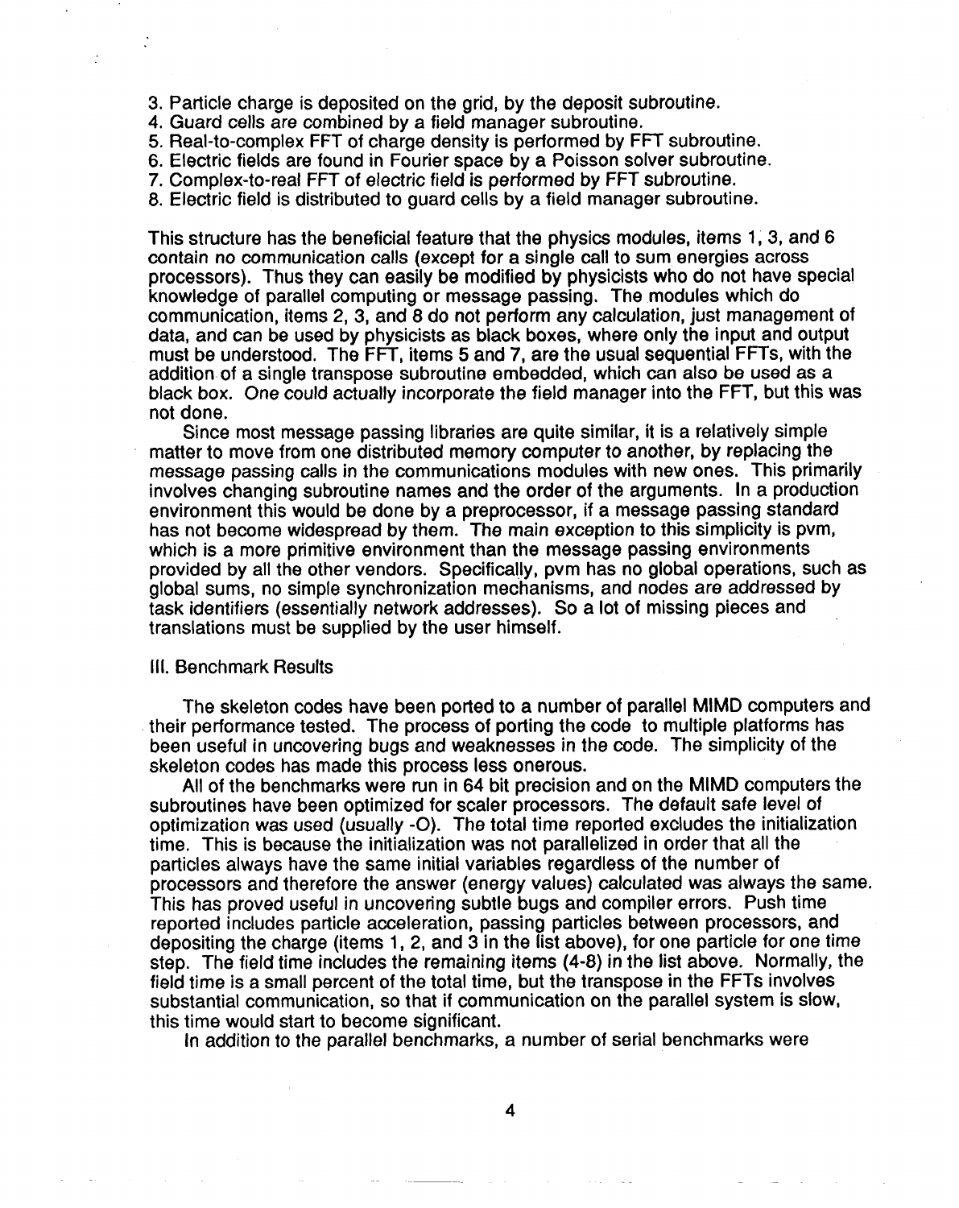3. Particle charge is deposited on the grid, by the deposit subroutine.
4. Guard cells are combined by a field manager subroutine.
5. Real-to-complex FFT of charge density is performed by FFT subroutine.
6. Electric fields are found in Fourier space by a Poisson solver subroutine.
7. Complex-to-real FFT of electric field is performed by FFT subroutine.
8. Electric field is distributed to guard cells by a field manager subroutine.

This structure has the beneficial feature that the physics modules, items 1, 3, and 6 contain no communication calls (except for a single call to sum energies across processors). Thus they can easily be modified by physicists who do not have special knowledge of parallel computing or message passing. The modules which do communication, items 2, 3, and 8 do not perform any calculation, just management of data, and can be used by physicists as black boxes, where only the input and output must be understood. The FFT, items 5 and 7, are the usual sequential FFTs, with the addition of a single transpose subroutine embedded, which can also be used as a black box. One could actually incorporate the field manager into the FFT, but this was not done.

Since most message passing libraries are quite similar, it is a relatively simple matter to move from one distributed memory computer to another, by replacing the message passing calls in the communications modules with new ones. This primarily involves changing subroutine names and the order of the arguments. In a production environment this would be done by a preprocessor, if a message passing standard has not become widespread by them. The main exception to this simplicity is pvm, which is a more primitive environment than the message passing environments provided by all the other vendors. Specifically, pvm has no global operations, such as global sums, no simple synchronization mechanisms, and nodes are addressed by task identifiers (essentially network addresses). So a lot of missing pieces and translations must be supplied by the user himself.

## III. Benchmark Results

The skeleton codes have been ported to a number of parallel MIMD computers and their performance tested. The process of porting the code to multiple platforms has been useful in uncovering bugs and weaknesses in the code. The simplicity of the skeleton codes has made this process less onerous.

All of the benchmarks were run in 64 bit precision and on the MIMD computers the subroutines have been optimized for scaler processors. The default safe level of optimization was used (usually -O). The total time reported excludes the initialization time. This is because the initialization was not parallelized in order that all the particles always have the same initial variables regardless of the number of processors and therefore the answer (energy values) calculated was always the same. This has proved useful in uncovering subtle bugs and compiler errors. Push time reported includes particle acceleration, passing particles between processors, and depositing the charge (items 1, 2, and 3 in the list above), for one particle for one time step. The field time includes the remaining items (4-8) in the list above. Normally, the field time is a small percent of the total time, but the transpose in the FFTs involves substantial communication, so that if communication on the parallel system is slow, this time would start to become significant.

In addition to the parallel benchmarks, a number of serial benchmarks were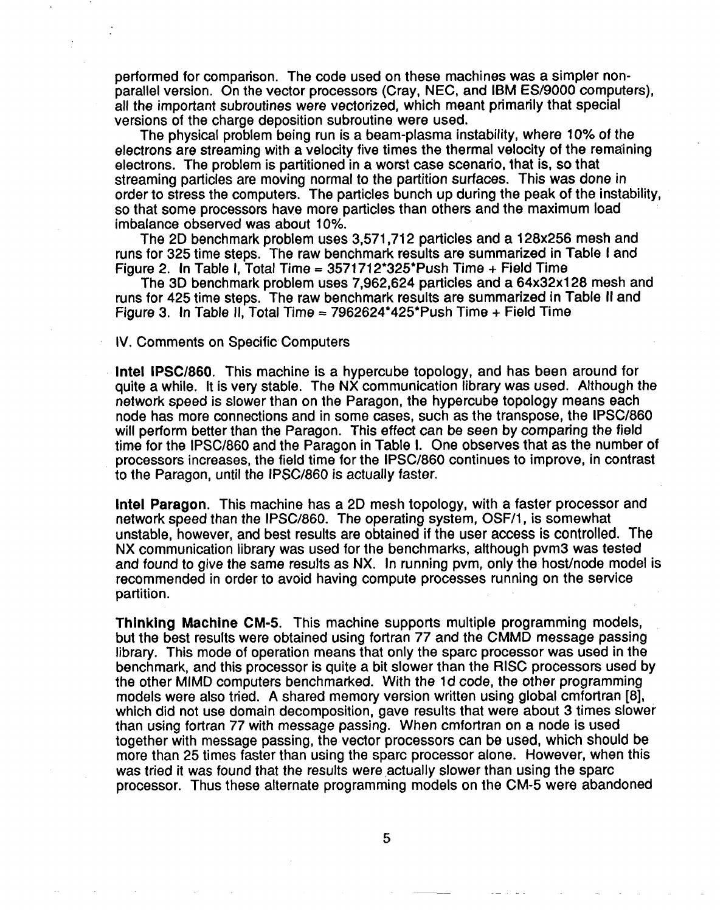performed for comparison. The code used on these machines was a simpler non-parallel version. On the vector processors (Cray, NEC, and IBM ES/9000 computers), all the important subroutines were vectorized, which meant primarily that special versions of the charge deposition subroutine were used.

The physical problem being run is a beam-plasma instability, where 10% of the electrons are streaming with a velocity five times the thermal velocity of the remaining electrons. The problem is partitioned in a worst case scenario, that is, so that streaming particles are moving normal to the partition surfaces. This was done in order to stress the computers. The particles bunch up during the peak of the instability, so that some processors have more particles than others and the maximum load imbalance observed was about 10%.

The 2D benchmark problem uses 3,571,712 particles and a 128x256 mesh and runs for 325 time steps. The raw benchmark results are summarized in Table I and Figure 2. In Table I, Total Time = 3571712*325*Push Time + Field Time

The 3D benchmark problem uses 7,962,624 particles and a 64x32x128 mesh and runs for 425 time steps. The raw benchmark results are summarized in Table II and Figure 3. In Table II, Total Time = 7962624*425*Push Time + Field Time

## IV. Comments on Specific Computers

**Intel IPSC/860**. This machine is a hypercube topology, and has been around for quite a while. It is very stable. The NX communication library was used. Although the network speed is slower than on the Paragon, the hypercube topology means each node has more connections and in some cases, such as the transpose, the IPSC/860 will perform better than the Paragon. This effect can be seen by comparing the field time for the IPSC/860 and the Paragon in Table I. One observes that as the number of processors increases, the field time for the IPSC/860 continues to improve, in contrast to the Paragon, until the IPSC/860 is actually faster.

**Intel Paragon**. This machine has a 2D mesh topology, with a faster processor and network speed than the IPSC/860. The operating system, OSF/1, is somewhat unstable, however, and best results are obtained if the user access is controlled. The NX communication library was used for the benchmarks, although pvm3 was tested and found to give the same results as NX. In running pvm, only the host/node model is recommended in order to avoid having compute processes running on the service partition.

**Thinking Machine CM-5**. This machine supports multiple programming models, but the best results were obtained using fortran 77 and the CMMD message passing library. This mode of operation means that only the sparc processor was used in the benchmark, and this processor is quite a bit slower than the RISC processors used by the other MIMD computers benchmarked. With the 1d code, the other programming models were also tried. A shared memory version written using global cmfortran [8], which did not use domain decomposition, gave results that were about 3 times slower than using fortran 77 with message passing. When cmfortran on a node is used together with message passing, the vector processors can be used, which should be more than 25 times faster than using the sparc processor alone. However, when this was tried it was found that the results were actually slower than using the sparc processor. Thus these alternate programming models on the CM-5 were abandoned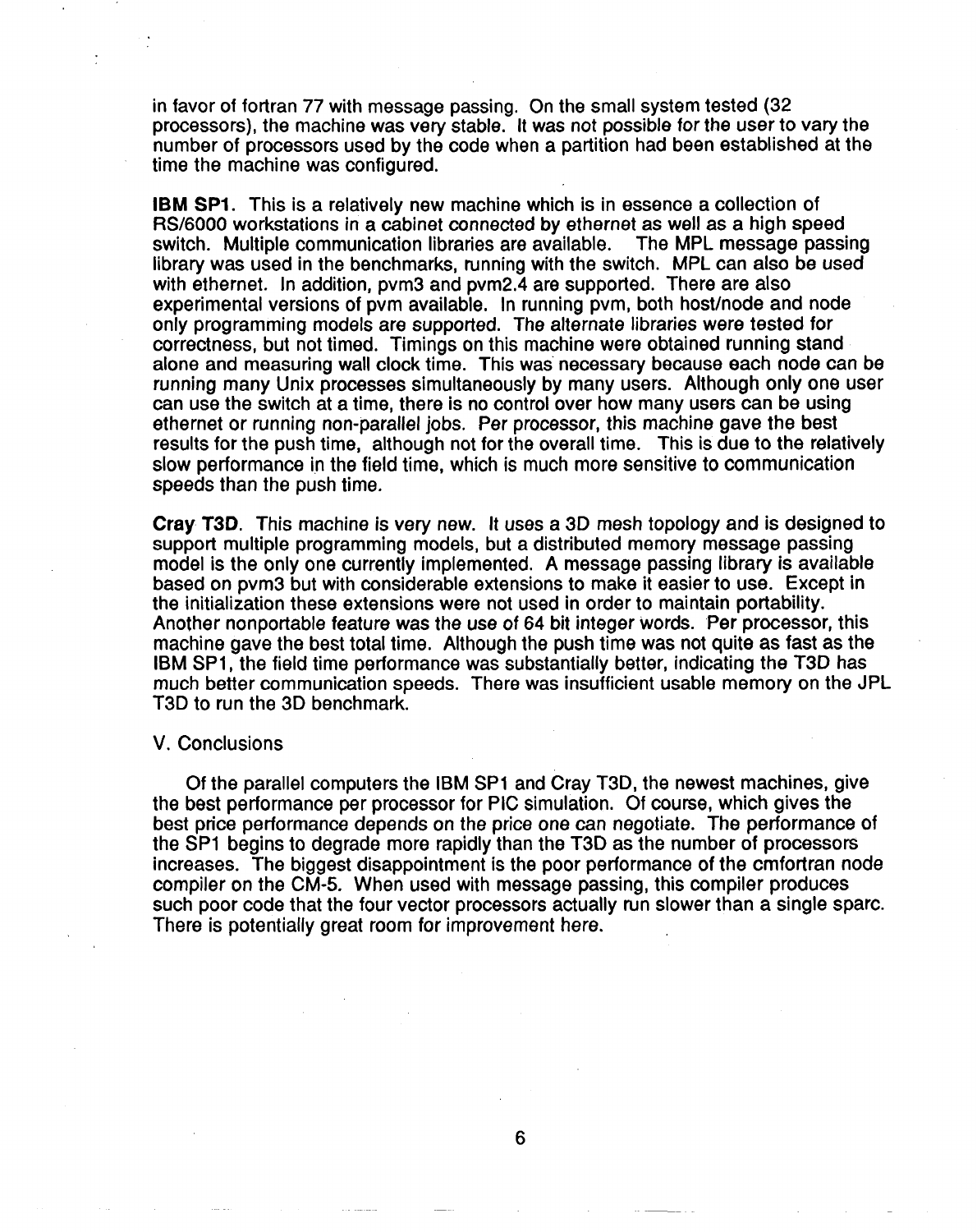in favor of fortran 77 with message passing. On the small system tested (32 processors), the machine was very stable. It was not possible for the user to vary the number of processors used by the code when a partition had been established at the time the machine was configured.

**IBM SP1**. This is a relatively new machine which is in essence a collection of RS/6000 workstations in a cabinet connected by ethernet as well as a high speed switch. Multiple communication libraries are available. The MPL message passing library was used in the benchmarks, running with the switch. MPL can also be used with ethernet. In addition, pvm3 and pvm2.4 are supported. There are also experimental versions of pvm available. In running pvm, both host/node and node only programming models are supported. The alternate libraries were tested for correctness, but not timed. Timings on this machine were obtained running stand alone and measuring wall clock time. This was necessary because each node can be running many Unix processes simultaneously by many users. Although only one user can use the switch at a time, there is no control over how many users can be using ethernet or running non-parallel jobs. Per processor, this machine gave the best results for the push time, although not for the overall time. This is due to the relatively slow performance in the field time, which is much more sensitive to communication speeds than the push time.

**Cray T3D**. This machine is very new. It uses a 3D mesh topology and is designed to support multiple programming models, but a distributed memory message passing model is the only one currently implemented. A message passing library is available based on pvm3 but with considerable extensions to make it easier to use. Except in the initialization these extensions were not used in order to maintain portability. Another nonportable feature was the use of 64 bit integer words. Per processor, this machine gave the best total time. Although the push time was not quite as fast as the IBM SP1, the field time performance was substantially better, indicating the T3D has much better communication speeds. There was insufficient usable memory on the JPL T3D to run the 3D benchmark.

## V. Conclusions

Of the parallel computers the IBM SP1 and Cray T3D, the newest machines, give the best performance per processor for PIC simulation. Of course, which gives the best price performance depends on the price one can negotiate. The performance of the SP1 begins to degrade more rapidly than the T3D as the number of processors increases. The biggest disappointment is the poor performance of the cmfortran node compiler on the CM-5. When used with message passing, this compiler produces such poor code that the four vector processors actually run slower than a single sparc. There is potentially great room for improvement here.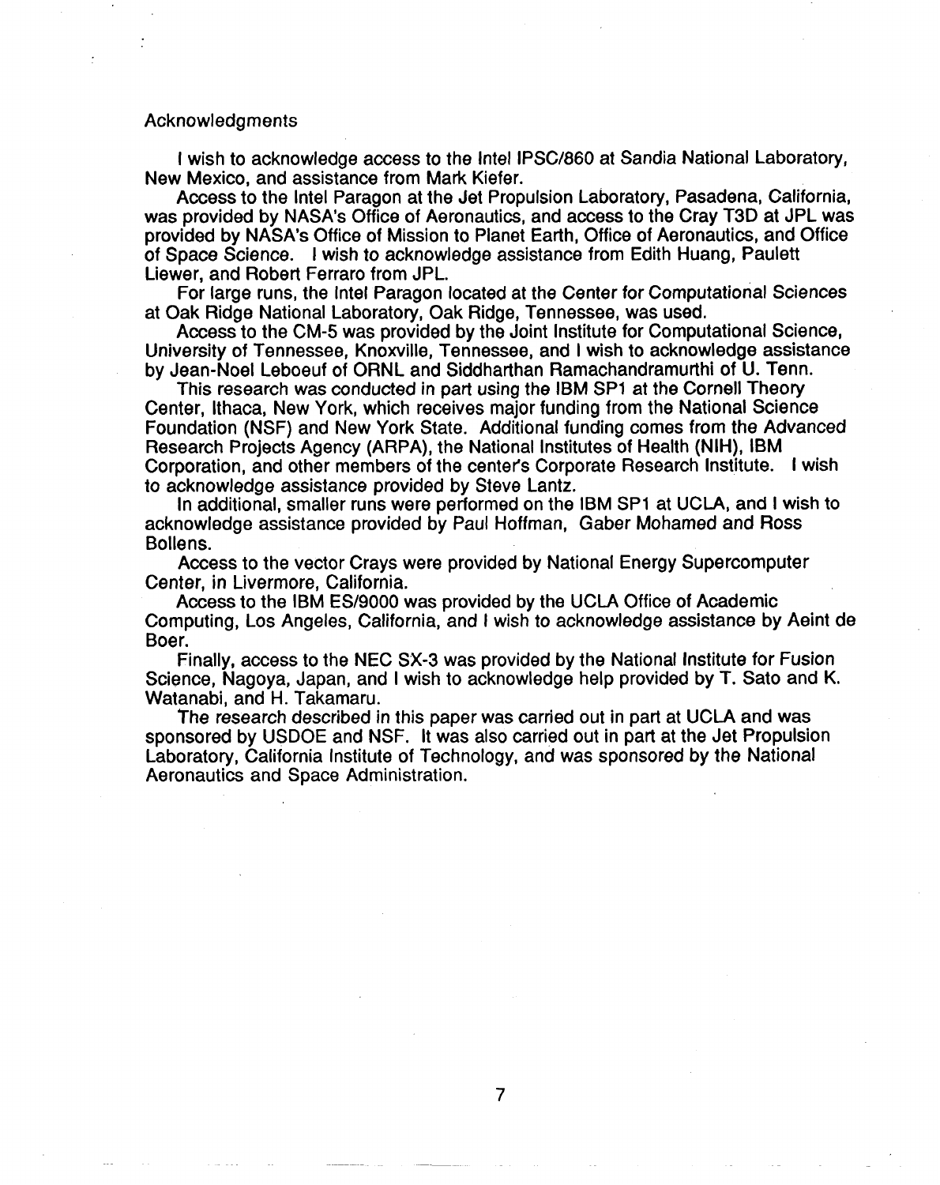## Acknowledgments

I wish to acknowledge access to the Intel IPSC/860 at Sandia National Laboratory, New Mexico, and assistance from Mark Kiefer.

Access to the Intel Paragon at the Jet Propulsion Laboratory, Pasadena, California, was provided by NASA's Office of Aeronautics, and access to the Cray T3D at JPL was provided by NASA's Office of Mission to Planet Earth, Office of Aeronautics, and Office of Space Science. I wish to acknowledge assistance from Edith Huang, Paulett Liewer, and Robert Ferraro from JPL.

For large runs, the Intel Paragon located at the Center for Computational Sciences at Oak Ridge National Laboratory, Oak Ridge, Tennessee, was used.

Access to the CM-5 was provided by the Joint Institute for Computational Science, University of Tennessee, Knoxville, Tennessee, and I wish to acknowledge assistance by Jean-Noel Leboeuf of ORNL and Siddharthan Ramachandramurthi of U. Tenn.

This research was conducted in part using the IBM SP1 at the Cornell Theory Center, Ithaca, New York, which receives major funding from the National Science Foundation (NSF) and New York State. Additional funding comes from the Advanced Research Projects Agency (ARPA), the National Institutes of Health (NIH), IBM Corporation, and other members of the center's Corporate Research Institute. I wish to acknowledge assistance provided by Steve Lantz.

In additional, smaller runs were performed on the IBM SP1 at UCLA, and I wish to acknowledge assistance provided by Paul Hoffman, Gaber Mohamed and Ross Bollens.

Access to the vector Crays were provided by National Energy Supercomputer Center, in Livermore, California.

Access to the IBM ES/9000 was provided by the UCLA Office of Academic Computing, Los Angeles, California, and I wish to acknowledge assistance by Aeint de Boer.

Finally, access to the NEC SX-3 was provided by the National Institute for Fusion Science, Nagoya, Japan, and I wish to acknowledge help provided by T. Sato and K. Watanabi, and H. Takamaru.

The research described in this paper was carried out in part at UCLA and was sponsored by USDOE and NSF. It was also carried out in part at the Jet Propulsion Laboratory, California Institute of Technology, and was sponsored by the National Aeronautics and Space Administration.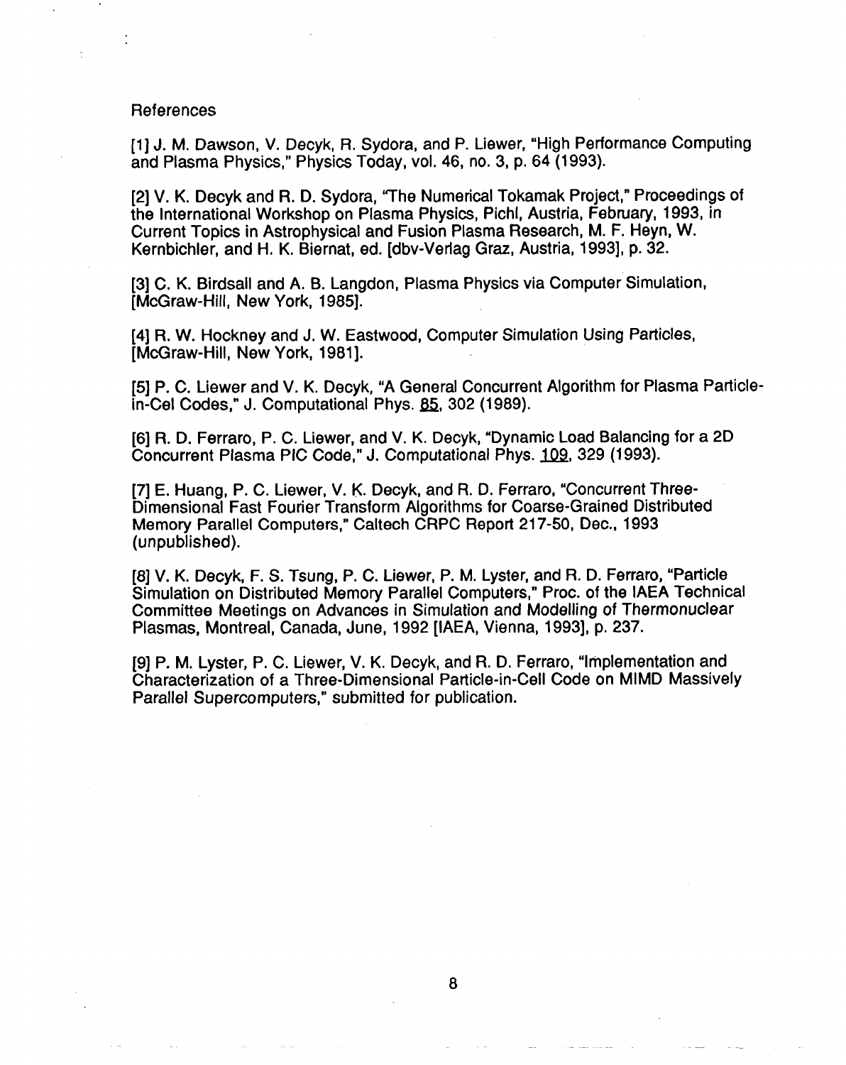## References

[1] J. M. Dawson, V. Decyk, R. Sydora, and P. Liewer, "High Performance Computing and Plasma Physics," Physics Today, vol. 46, no. 3, p. 64 (1993).

[2] V. K. Decyk and R. D. Sydora, "The Numerical Tokamak Project," Proceedings of the International Workshop on Plasma Physics, Pichl, Austria, February, 1993, in Current Topics in Astrophysical and Fusion Plasma Research, M. F. Heyn, W. Kernbichler, and H. K. Biernat, ed. [dbv-Verlag Graz, Austria, 1993], p. 32.

[3] C. K. Birdsall and A. B. Langdon, Plasma Physics via Computer Simulation, [McGraw-Hill, New York, 1985].

[4] R. W. Hockney and J. W. Eastwood, Computer Simulation Using Particles, [McGraw-Hill, New York, 1981].

[5] P. C. Liewer and V. K. Decyk, "A General Concurrent Algorithm for Plasma Particle-in-Cel Codes," J. Computational Phys. 85, 302 (1989).

[6] R. D. Ferraro, P. C. Liewer, and V. K. Decyk, "Dynamic Load Balancing for a 2D Concurrent Plasma PIC Code," J. Computational Phys. 109, 329 (1993).

[7] E. Huang, P. C. Liewer, V. K. Decyk, and R. D. Ferraro, "Concurrent Three-Dimensional Fast Fourier Transform Algorithms for Coarse-Grained Distributed Memory Parallel Computers," Caltech CRPC Report 217-50, Dec., 1993 (unpublished).

[8] V. K. Decyk, F. S. Tsung, P. C. Liewer, P. M. Lyster, and R. D. Ferraro, "Particle Simulation on Distributed Memory Parallel Computers," Proc. of the IAEA Technical Committee Meetings on Advances in Simulation and Modelling of Thermonuclear Plasmas, Montreal, Canada, June, 1992 [IAEA, Vienna, 1993], p. 237.

[9] P. M. Lyster, P. C. Liewer, V. K. Decyk, and R. D. Ferraro, "Implementation and Characterization of a Three-Dimensional Particle-in-Cell Code on MIMD Massively Parallel Supercomputers," submitted for publication.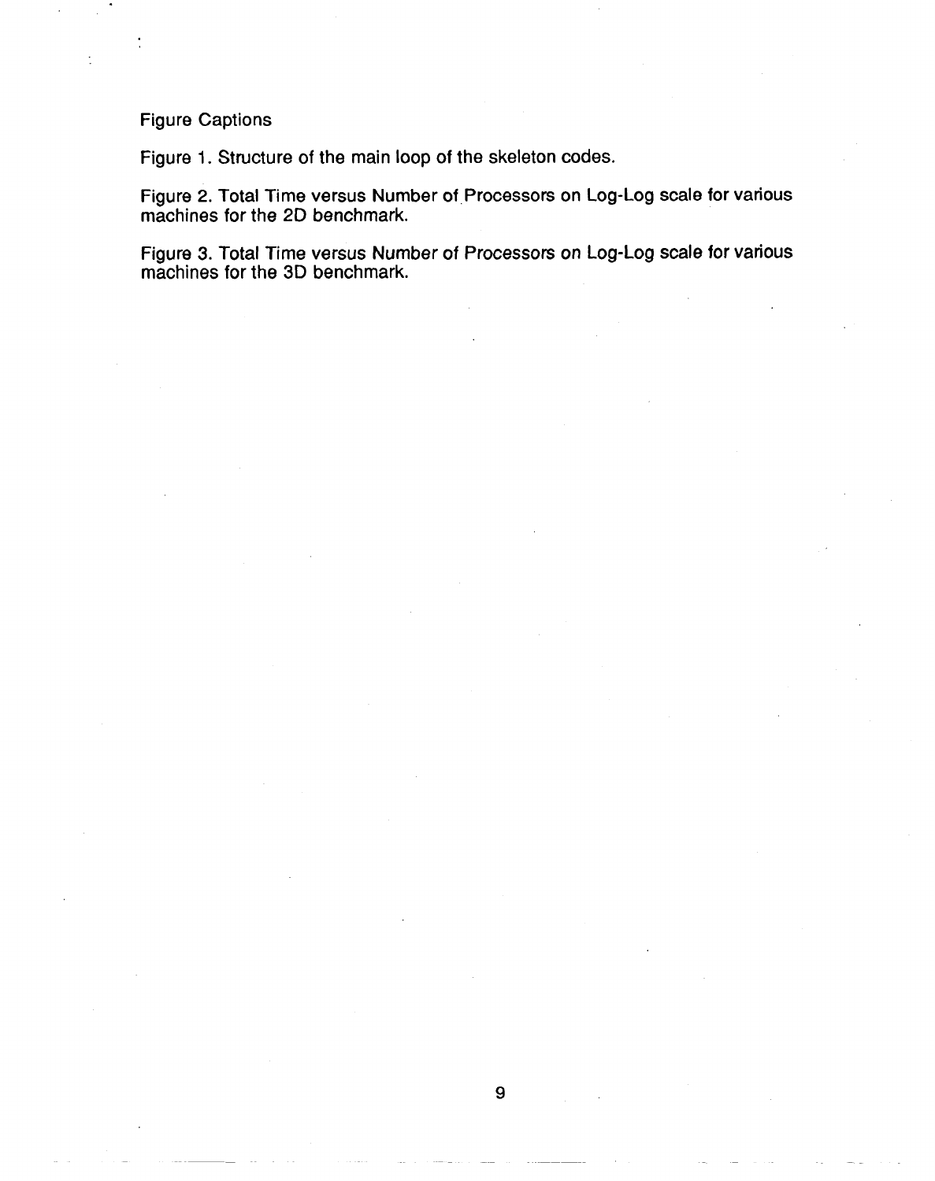Figure Captions

Figure 1. Structure of the main loop of the skeleton codes.

Figure 2. Total Time versus Number of Processors on Log-Log scale for various machines for the 2D benchmark.

Figure 3. Total Time versus Number of Processors on Log-Log scale for various machines for the 3D benchmark.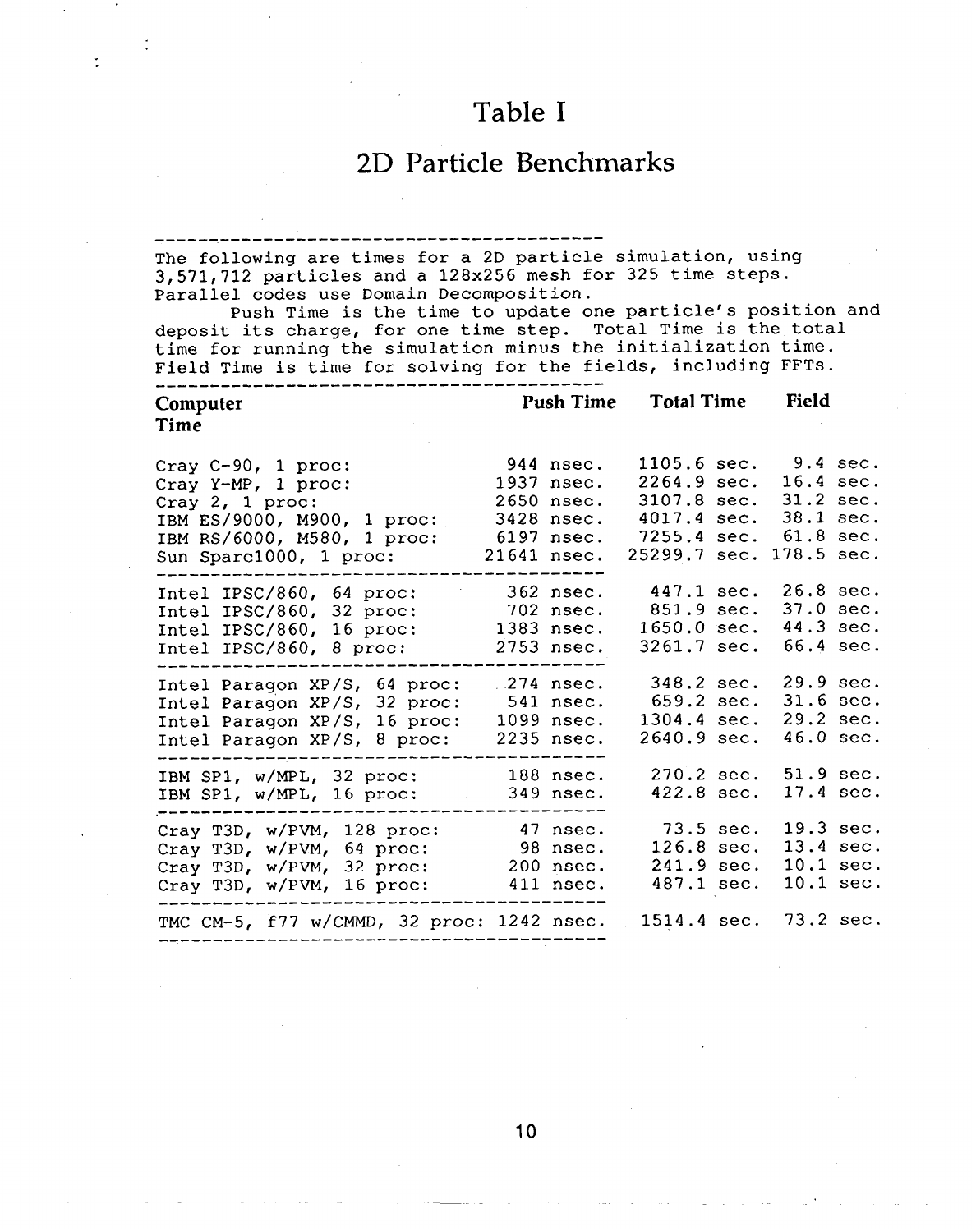# Table I

## 2D Particle Benchmarks

---

The following are times for a 2D particle simulation, using 3,571,712 particles and a 128x256 mesh for 325 time steps. Parallel codes use Domain Decomposition.

Push Time is the time to update one particle's position and deposit its charge, for one time step. Total Time is the total time for running the simulation minus the initialization time. Field Time is time for solving for the fields, including FFTs.

---

| Computer | Push Time | Total Time | Field Time |
|---|---|---|---|
| Cray C-90, 1 proc: | 944 nsec. | 1105.6 sec. | 9.4 sec. |
| Cray Y-MP, 1 proc: | 1937 nsec. | 2264.9 sec. | 16.4 sec. |
| Cray 2, 1 proc: | 2650 nsec. | 3107.8 sec. | 31.2 sec. |
| IBM ES/9000, M900, 1 proc: | 3428 nsec. | 4017.4 sec. | 38.1 sec. |
| IBM RS/6000, M580, 1 proc: | 6197 nsec. | 7255.4 sec. | 61.8 sec. |
| Sun Sparc1000, 1 proc: | 21641 nsec. | 25299.7 sec. | 178.5 sec. |
| Intel IPSC/860, 64 proc: | 362 nsec. | 447.1 sec. | 26.8 sec. |
| Intel IPSC/860, 32 proc: | 702 nsec. | 851.9 sec. | 37.0 sec. |
| Intel IPSC/860, 16 proc: | 1383 nsec. | 1650.0 sec. | 44.3 sec. |
| Intel IPSC/860, 8 proc: | 2753 nsec. | 3261.7 sec. | 66.4 sec. |
| Intel Paragon XP/S, 64 proc: | 274 nsec. | 348.2 sec. | 29.9 sec. |
| Intel Paragon XP/S, 32 proc: | 541 nsec. | 659.2 sec. | 31.6 sec. |
| Intel Paragon XP/S, 16 proc: | 1099 nsec. | 1304.4 sec. | 29.2 sec. |
| Intel Paragon XP/S, 8 proc: | 2235 nsec. | 2640.9 sec. | 46.0 sec. |
| IBM SP1, w/MPL, 32 proc: | 188 nsec. | 270.2 sec. | 51.9 sec. |
| IBM SP1, w/MPL, 16 proc: | 349 nsec. | 422.8 sec. | 17.4 sec. |
| Cray T3D, w/PVM, 128 proc: | 47 nsec. | 73.5 sec. | 19.3 sec. |
| Cray T3D, w/PVM, 64 proc: | 98 nsec. | 126.8 sec. | 13.4 sec. |
| Cray T3D, w/PVM, 32 proc: | 200 nsec. | 241.9 sec. | 10.1 sec. |
| Cray T3D, w/PVM, 16 proc: | 411 nsec. | 487.1 sec. | 10.1 sec. |
| TMC CM-5, f77 w/CMMD, 32 proc: | 1242 nsec. | 1514.4 sec. | 73.2 sec. |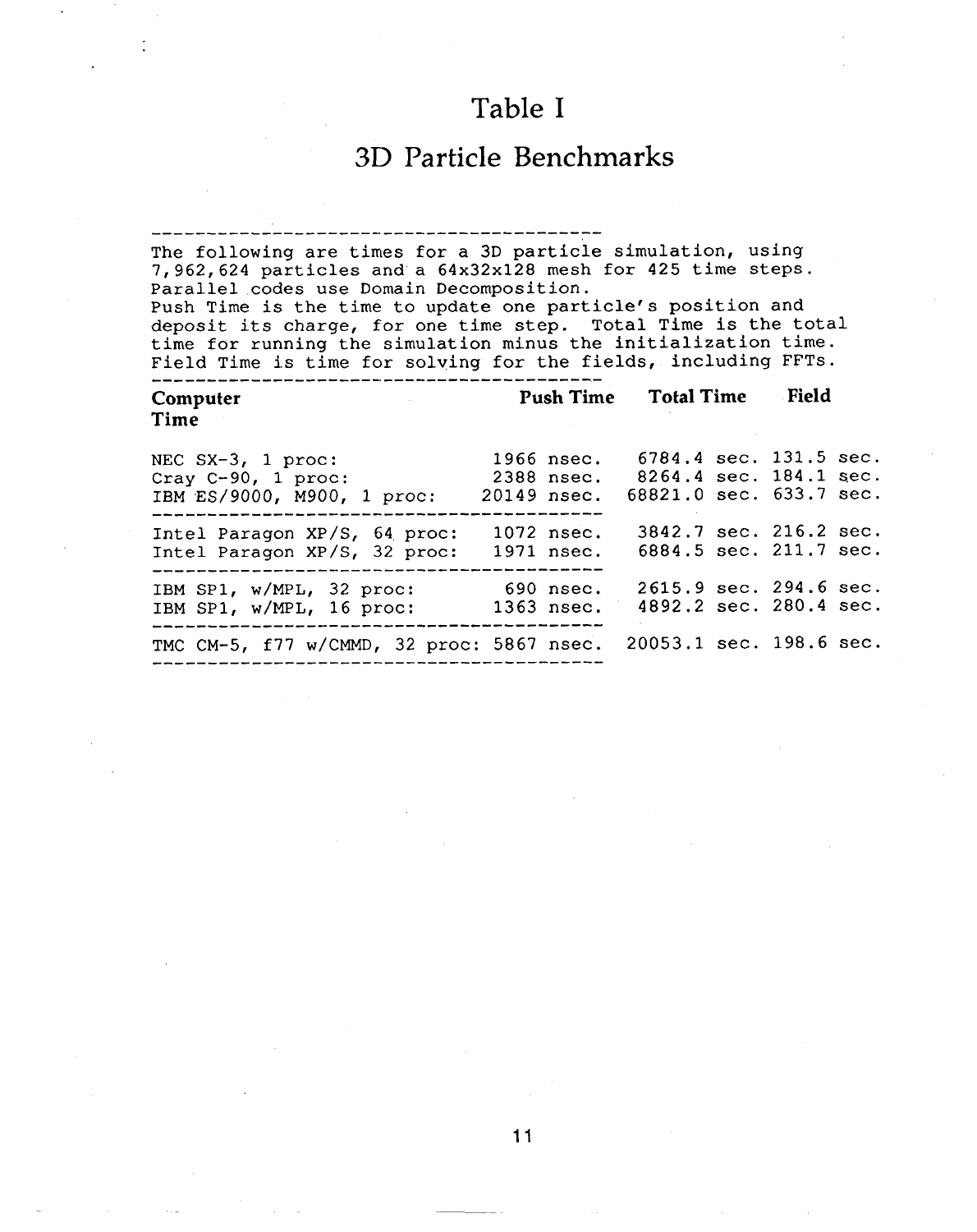# Table I

## 3D Particle Benchmarks

The following are times for a 3D particle simulation, using 7,962,624 particles and a 64x32x128 mesh for 425 time steps. Parallel codes use Domain Decomposition.
Push Time is the time to update one particle's position and deposit its charge, for one time step. Total Time is the total time for running the simulation minus the initialization time. Field Time is time for solving for the fields, including FFTs.

| Computer | Push Time | Total Time | Field Time |
|---|---|---|---|
| NEC SX-3, 1 proc: | 1966 nsec. | 6784.4 sec. | 131.5 sec. |
| Cray C-90, 1 proc: | 2388 nsec. | 8264.4 sec. | 184.1 sec. |
| IBM ES/9000, M900, 1 proc: | 20149 nsec. | 68821.0 sec. | 633.7 sec. |
| Intel Paragon XP/S, 64 proc: | 1072 nsec. | 3842.7 sec. | 216.2 sec. |
| Intel Paragon XP/S, 32 proc: | 1971 nsec. | 6884.5 sec. | 211.7 sec. |
| IBM SP1, w/MPL, 32 proc: | 690 nsec. | 2615.9 sec. | 294.6 sec. |
| IBM SP1, w/MPL, 16 proc: | 1363 nsec. | 4892.2 sec. | 280.4 sec. |
| TMC CM-5, f77 w/CMMD, 32 proc: | 5867 nsec. | 20053.1 sec. | 198.6 sec. |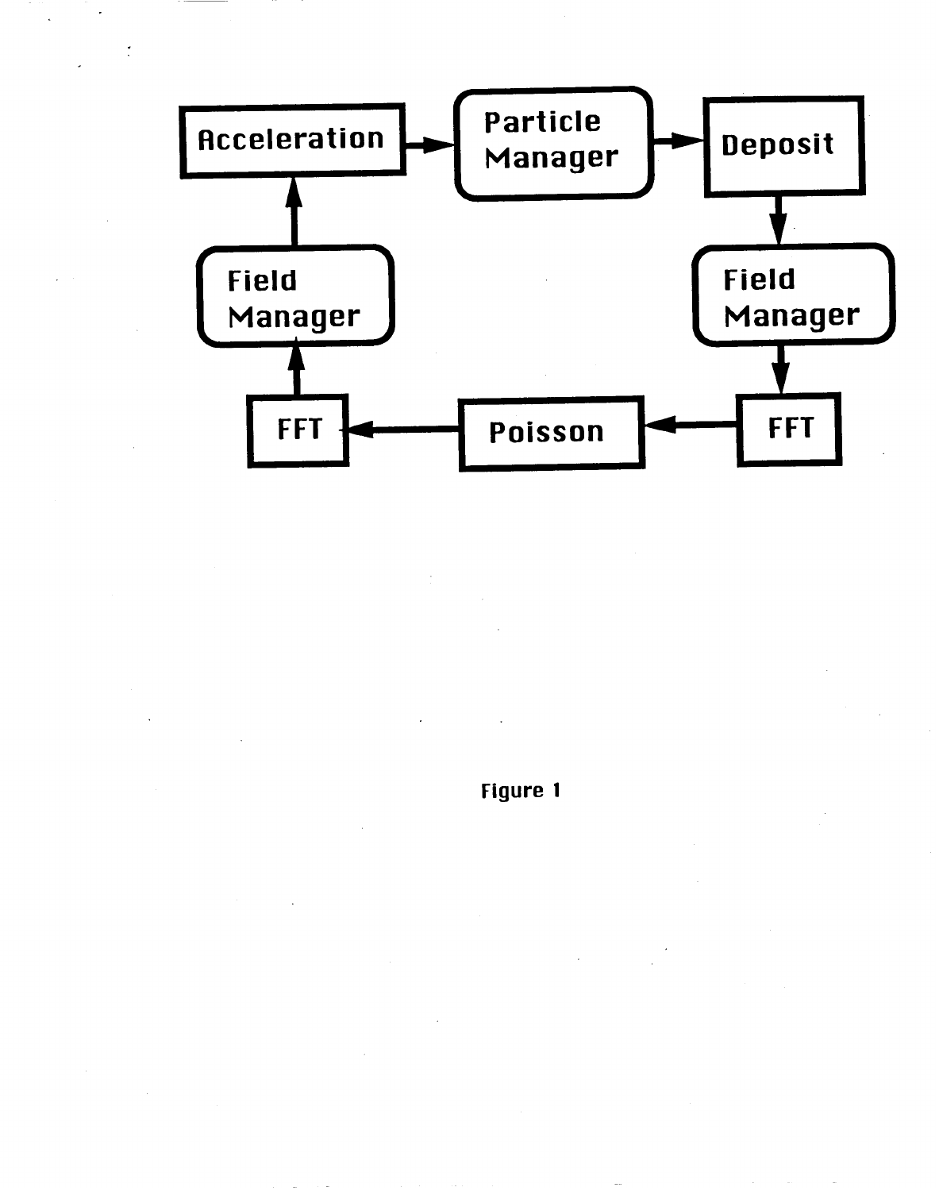Acceleration → Particle Manager → Deposit → Field Manager → FFT → Poisson → FFT → Field Manager → Acceleration

Figure 1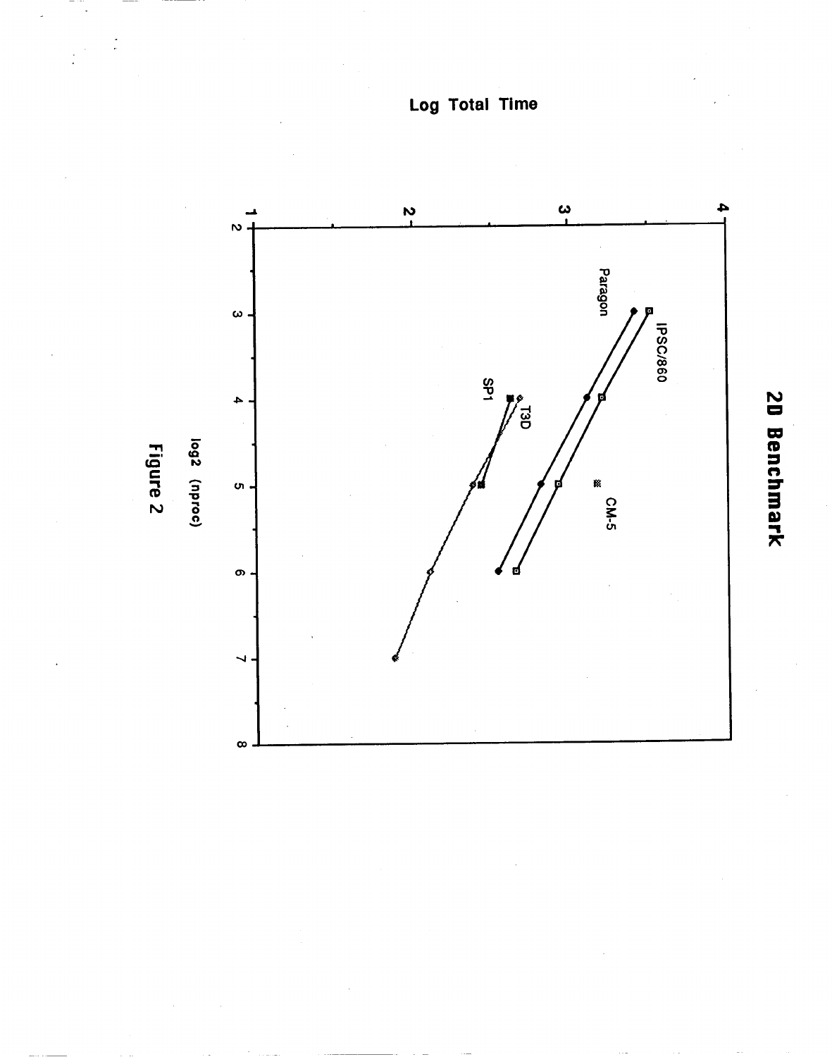## 2D Benchmark

Log Total Time

log2 (nproc)

Figure 2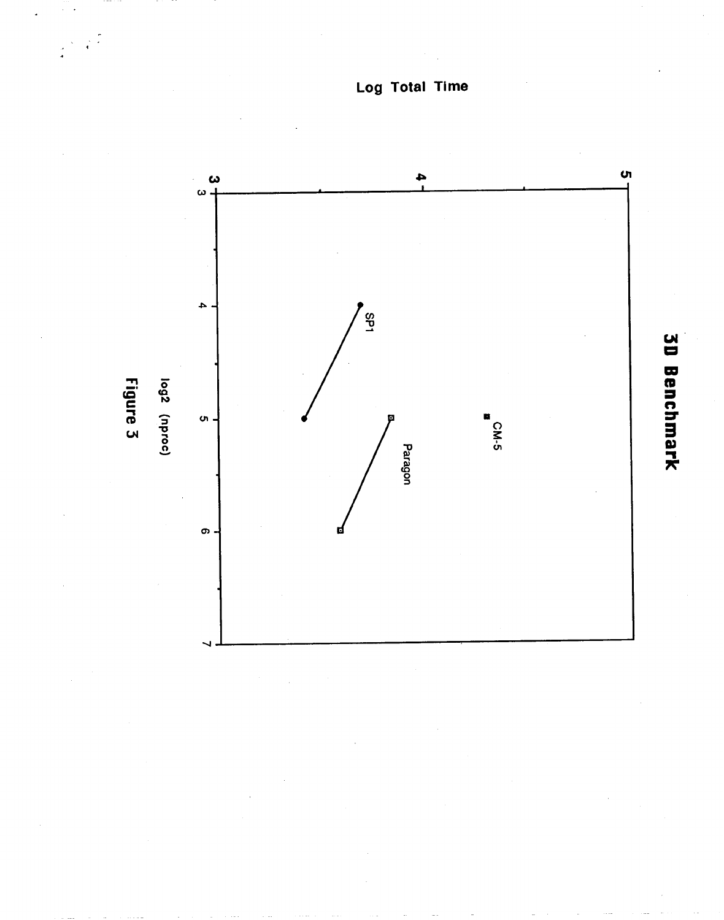3D Benchmark

Log Total Time

5

4

3

3

4

5

6

7

SP1

CM-5

Paragon

log2 (nproc)

Figure 3